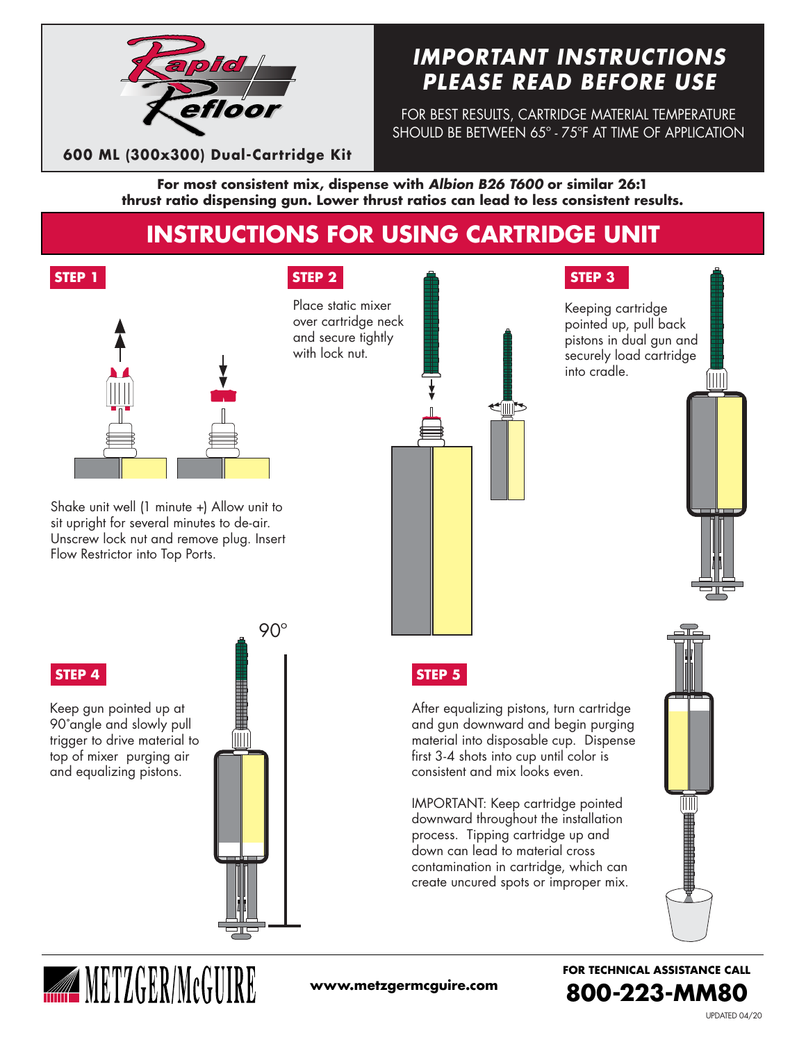Rapid Refloor

**600 ML (300x300) Dual-Cartridge Kit**

# *IMPORTANT INSTRUCTIONS PLEASE READ BEFORE USE*

FOR BEST RESULTS, CARTRIDGE MATERIAL TEMPERATURE SHOULD BE BETWEEN 65° - 75°F AT TIME OF APPLICATION

**For most consistent mix, dispense with *Albion B26 T600* or similar 26:1 thrust ratio dispensing gun. Lower thrust ratios can lead to less consistent results.**

## INSTRUCTIONS FOR USING CARTRIDGE UNIT

**STEP 1**

Shake unit well (1 minute +) Allow unit to sit upright for several minutes to de-air. Unscrew lock nut and remove plug. Insert Flow Restrictor into Top Ports.

**STEP 2**

Place static mixer over cartridge neck and secure tightly with lock nut.

**STEP 3**

Keeping cartridge pointed up, pull back pistons in dual gun and securely load cartridge into cradle.

**STEP 4**

Keep gun pointed up at 90°angle and slowly pull trigger to drive material to top of mixer purging air and equalizing pistons.

90°

**STEP 5**

After equalizing pistons, turn cartridge and gun downward and begin purging material into disposable cup. Dispense first 3-4 shots into cup until color is consistent and mix looks even.

IMPORTANT: Keep cartridge pointed downward throughout the installation process. Tipping cartridge up and down can lead to material cross contamination in cartridge, which can create uncured spots or improper mix.

METZGER/McGUIRE

**www.metzgermcguire.com**

**FOR TECHNICAL ASSISTANCE CALL**

**800-223-MM80**

UPDATED 04/20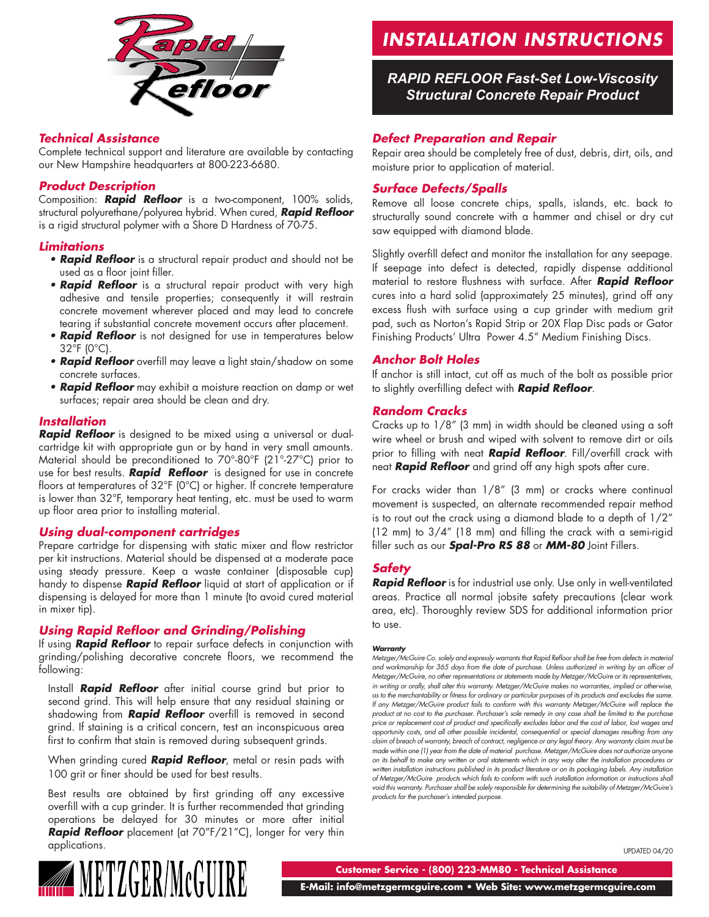# INSTALLATION INSTRUCTIONS

### *RAPID REFLOOR Fast-Set Low-Viscosity Structural Concrete Repair Product*

## *Technical Assistance*

Complete technical support and literature are available by contacting our New Hampshire headquarters at 800-223-6680.

## *Product Description*

Composition: ***Rapid Refloor*** is a two-component, 100% solids, structural polyurethane/polyurea hybrid. When cured, ***Rapid Refloor*** is a rigid structural polymer with a Shore D Hardness of 70-75.

## *Limitations*

- ***Rapid Refloor*** is a structural repair product and should not be used as a floor joint filler.
- ***Rapid Refloor*** is a structural repair product with very high adhesive and tensile properties; consequently it will restrain concrete movement wherever placed and may lead to concrete tearing if substantial concrete movement occurs after placement.
- ***Rapid Refloor*** is not designed for use in temperatures below 32°F (0°C).
- ***Rapid Refloor*** overfill may leave a light stain/shadow on some concrete surfaces.
- ***Rapid Refloor*** may exhibit a moisture reaction on damp or wet surfaces; repair area should be clean and dry.

## *Installation*

***Rapid Refloor*** is designed to be mixed using a universal or dual-cartridge kit with appropriate gun or by hand in very small amounts. Material should be preconditioned to 70°-80°F (21°-27°C) prior to use for best results. ***Rapid Refloor*** is designed for use in concrete floors at temperatures of 32°F (0°C) or higher. If concrete temperature is lower than 32°F, temporary heat tenting, etc. must be used to warm up floor area prior to installing material.

## *Using dual-component cartridges*

Prepare cartridge for dispensing with static mixer and flow restrictor per kit instructions. Material should be dispensed at a moderate pace using steady pressure. Keep a waste container (disposable cup) handy to dispense ***Rapid Refloor*** liquid at start of application or if dispensing is delayed for more than 1 minute (to avoid cured material in mixer tip).

## *Using Rapid Refloor and Grinding/Polishing*

If using ***Rapid Refloor*** to repair surface defects in conjunction with grinding/polishing decorative concrete floors, we recommend the following:

Install ***Rapid Refloor*** after initial course grind but prior to second grind. This will help ensure that any residual staining or shadowing from ***Rapid Refloor*** overfill is removed in second grind. If staining is a critical concern, test an inconspicuous area first to confirm that stain is removed during subsequent grinds.

When grinding cured ***Rapid Refloor***, metal or resin pads with 100 grit or finer should be used for best results.

Best results are obtained by first grinding off any excessive overfill with a cup grinder. It is further recommended that grinding operations be delayed for 30 minutes or more after initial ***Rapid Refloor*** placement (at 70"F/21"C), longer for very thin applications.

## *Defect Preparation and Repair*

Repair area should be completely free of dust, debris, dirt, oils, and moisture prior to application of material.

## *Surface Defects/Spalls*

Remove all loose concrete chips, spalls, islands, etc. back to structurally sound concrete with a hammer and chisel or dry cut saw equipped with diamond blade.

Slightly overfill defect and monitor the installation for any seepage. If seepage into defect is detected, rapidly dispense additional material to restore flushness with surface. After ***Rapid Refloor*** cures into a hard solid (approximately 25 minutes), grind off any excess flush with surface using a cup grinder with medium grit pad, such as Norton's Rapid Strip or 20X Flap Disc pads or Gator Finishing Products' Ultra Power 4.5" Medium Finishing Discs.

## *Anchor Bolt Holes*

If anchor is still intact, cut off as much of the bolt as possible prior to slightly overfilling defect with ***Rapid Refloor***.

## *Random Cracks*

Cracks up to 1/8" (3 mm) in width should be cleaned using a soft wire wheel or brush and wiped with solvent to remove dirt or oils prior to filling with neat ***Rapid Refloor***. Fill/overfill crack with neat ***Rapid Refloor*** and grind off any high spots after cure.

For cracks wider than 1/8" (3 mm) or cracks where continual movement is suspected, an alternate recommended repair method is to rout out the crack using a diamond blade to a depth of 1/2" (12 mm) to 3/4" (18 mm) and filling the crack with a semi-rigid filler such as our ***Spal-Pro RS 88*** or ***MM-80*** Joint Fillers.

## *Safety*

***Rapid Refloor*** is for industrial use only. Use only in well-ventilated areas. Practice all normal jobsite safety precautions (clear work area, etc). Thoroughly review SDS for additional information prior to use.

***Warranty***

*Metzger/McGuire Co. solely and expressly warrants that Rapid Refloor shall be free from defects in material and workmanship for 365 days from the date of purchase. Unless authorized in writing by an officer of Metzger/McGuire, no other representations or statements made by Metzger/McGuire or its representatives, in writing or orally, shall alter this warranty. Metzger/McGuire makes no warranties, implied or otherwise, as to the merchantability or fitness for ordinary or particular purposes of its products and excludes the same. If any Metzger/McGuire product fails to conform with this warranty Metzger/McGuire will replace the product at no cost to the purchaser. Purchaser's sole remedy in any case shall be limited to the purchase price or replacement cost of product and specifically excludes labor and the cost of labor, lost wages and opportunity costs, and all other possible incidental, consequential or special damages resulting from any claim of breach of warranty, breach of contract, negligence or any legal theory. Any warranty claim must be made within one (1) year from the date of material purchase. Metzger/McGuire does not authorize anyone on its behalf to make any written or oral statements which in any way alter the installation procedures or written installation instructions published in its product literature or on its packaging labels. Any installation of Metzger/McGuire products which fails to conform with such installation information or instructions shall void this warranty. Purchaser shall be solely responsible for determining the suitability of Metzger/McGuire's products for the purchaser's intended purpose.*

UPDATED 04/20

METZGER/McGUIRE

**Customer Service - (800) 223-MM80 - Technical Assistance**

**E-Mail: info@metzgermcguire.com • Web Site: www.metzgermcguire.com**